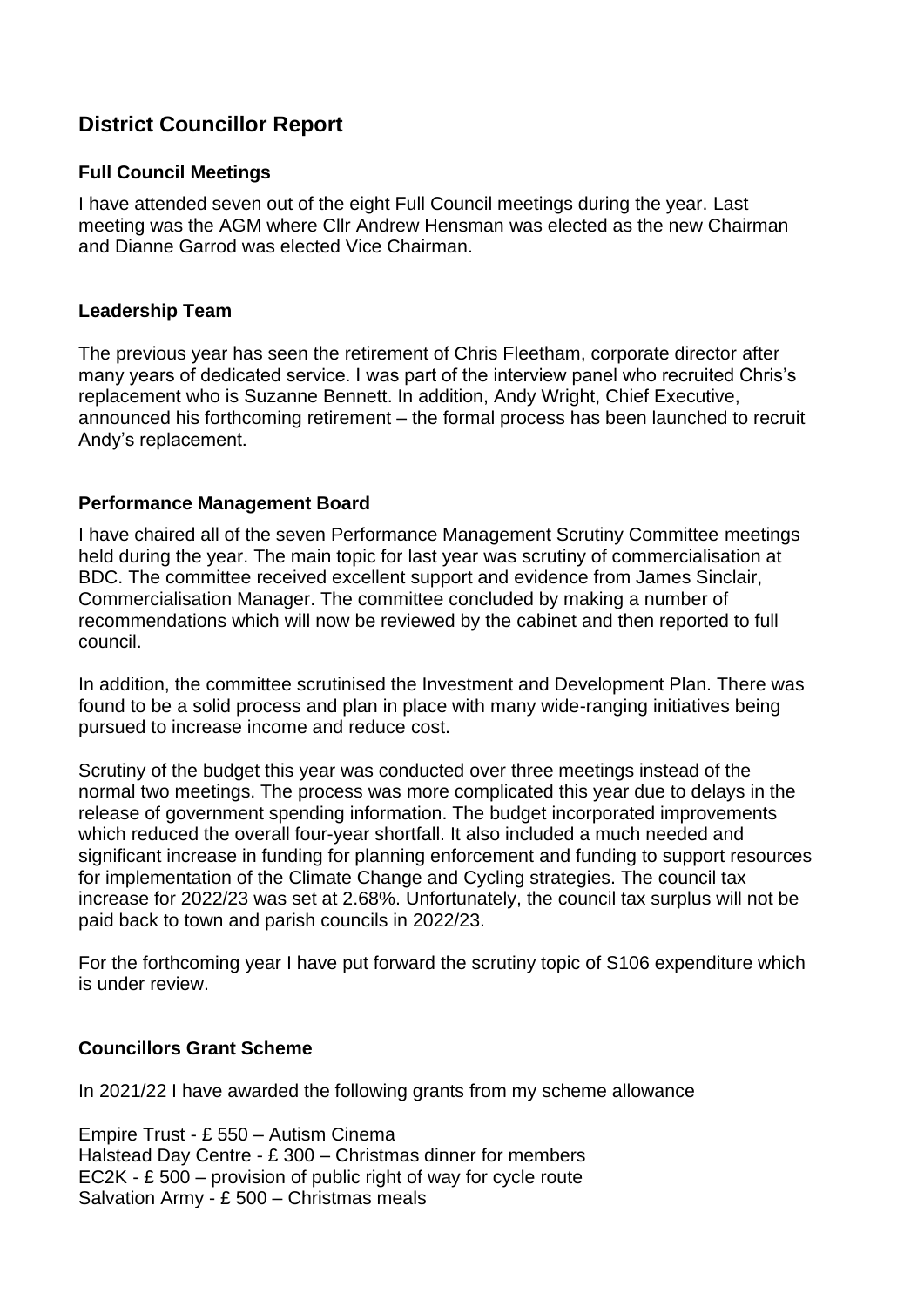# District Councillor Report

## Full Council Meetings

I have attended seven out of the eight Full Council meetings during the year. Last meeting was the AGM where Cllr Andrew Hensman was elected as the new Chairman and Dianne Garrod was elected Vice Chairman.

## Leadership Team

The previous year has seen the retirement of Chris Fleetham, corporate director after many years of dedicated service. I was part of the interview panel who recruited Chris's replacement who is Suzanne Bennett. In addition, Andy Wright, Chief Executive, announced his forthcoming retirement – the formal process has been launched to recruit Andy's replacement.

## Performance Management Board

I have chaired all of the seven Performance Management Scrutiny Committee meetings held during the year. The main topic for last year was scrutiny of commercialisation at BDC. The committee received excellent support and evidence from James Sinclair, Commercialisation Manager. The committee concluded by making a number of recommendations which will now be reviewed by the cabinet and then reported to full council.

In addition, the committee scrutinised the Investment and Development Plan. There was found to be a solid process and plan in place with many wide-ranging initiatives being pursued to increase income and reduce cost.

Scrutiny of the budget this year was conducted over three meetings instead of the normal two meetings. The process was more complicated this year due to delays in the release of government spending information. The budget incorporated improvements which reduced the overall four-year shortfall. It also included a much needed and significant increase in funding for planning enforcement and funding to support resources for implementation of the Climate Change and Cycling strategies. The council tax increase for 2022/23 was set at 2.68%. Unfortunately, the council tax surplus will not be paid back to town and parish councils in 2022/23.

For the forthcoming year I have put forward the scrutiny topic of S106 expenditure which is under review.

## Councillors Grant Scheme

In 2021/22 I have awarded the following grants from my scheme allowance

Empire Trust - £ 550 – Autism Cinema
Halstead Day Centre - £ 300 – Christmas dinner for members
EC2K - £ 500 – provision of public right of way for cycle route
Salvation Army - £ 500 – Christmas meals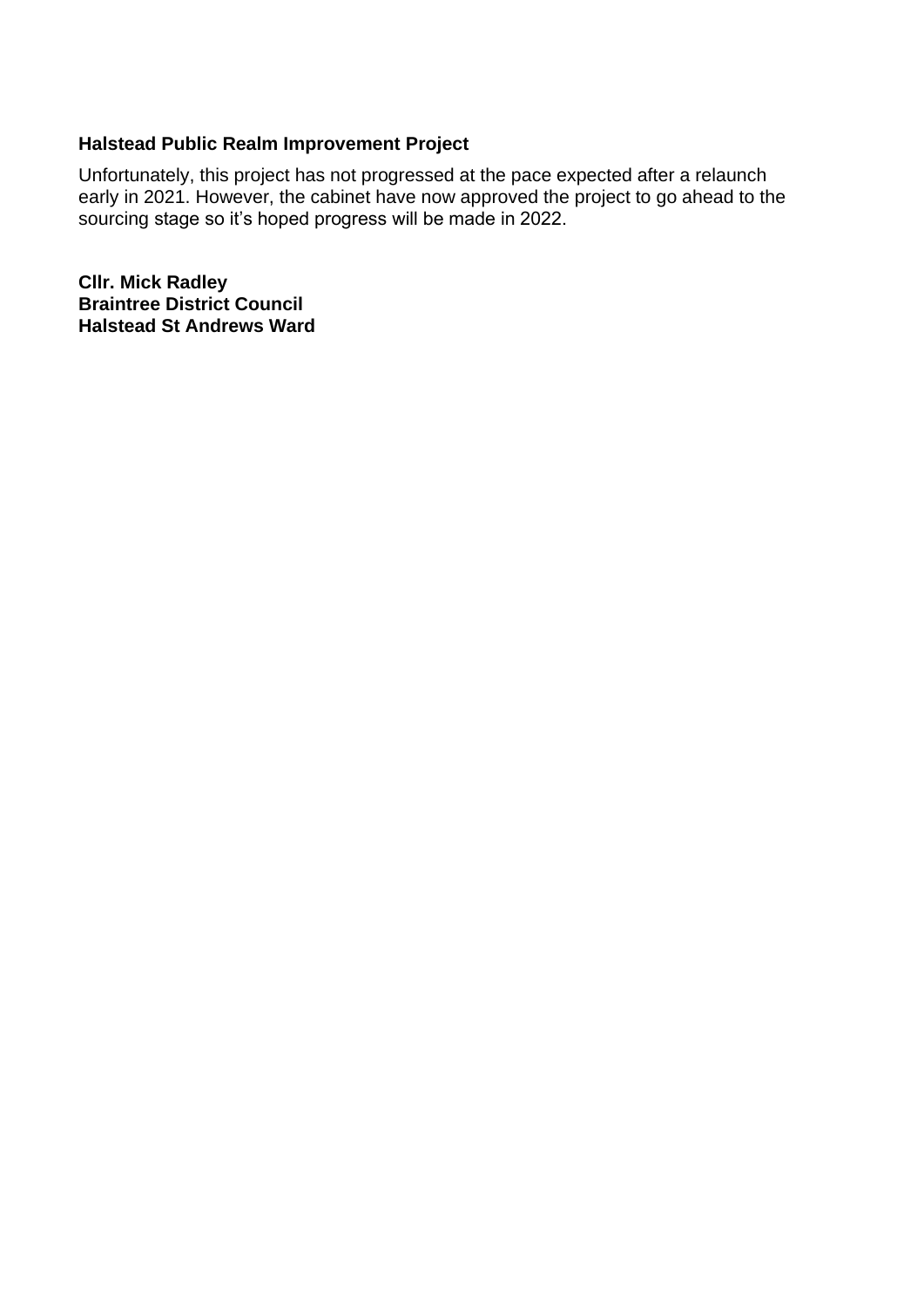**Halstead Public Realm Improvement Project**

Unfortunately, this project has not progressed at the pace expected after a relaunch early in 2021. However, the cabinet have now approved the project to go ahead to the sourcing stage so it's hoped progress will be made in 2022.

**Cllr. Mick Radley**
**Braintree District Council**
**Halstead St Andrews Ward**